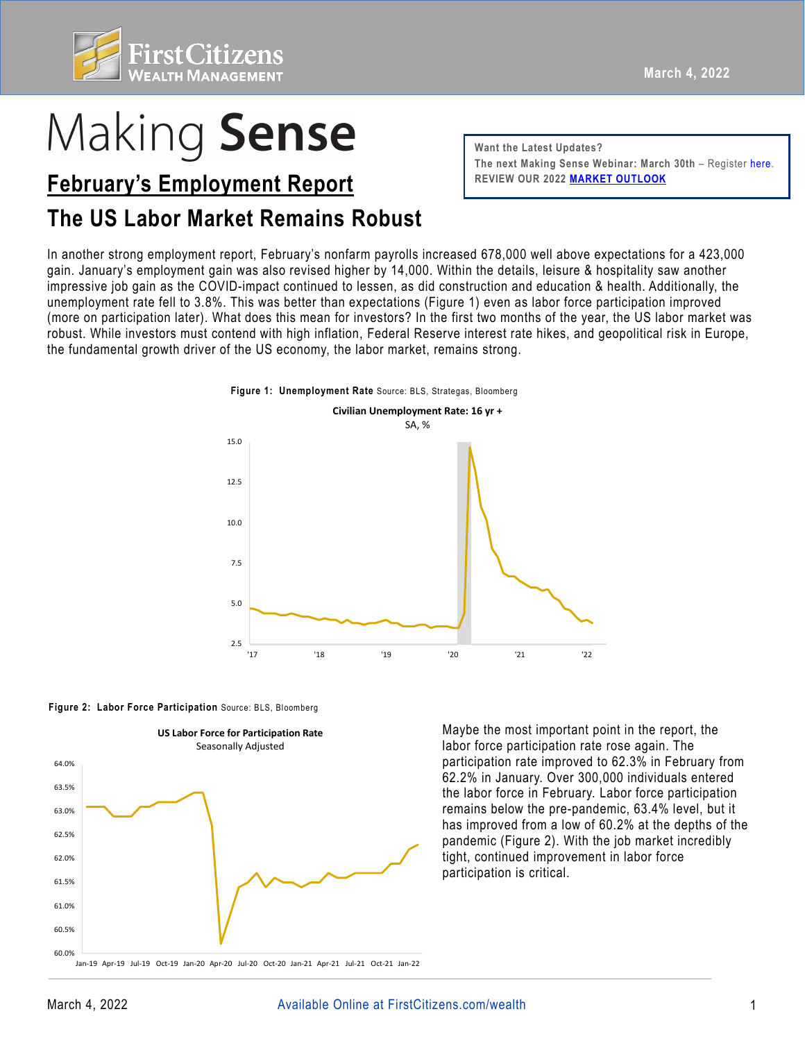First Citizens Wealth Management

March 4, 2022

# Making Sense

> **Want the Latest Updates?**
> **The next Making Sense Webinar: March 30th** – Register here.
> **REVIEW OUR 2022 MARKET OUTLOOK**

## February's Employment Report

## The US Labor Market Remains Robust

In another strong employment report, February's nonfarm payrolls increased 678,000 well above expectations for a 423,000 gain. January's employment gain was also revised higher by 14,000. Within the details, leisure & hospitality saw another impressive job gain as the COVID-impact continued to lessen, as did construction and education & health. Additionally, the unemployment rate fell to 3.8%. This was better than expectations (Figure 1) even as labor force participation improved (more on participation later). What does this mean for investors? In the first two months of the year, the US labor market was robust. While investors must contend with high inflation, Federal Reserve interest rate hikes, and geopolitical risk in Europe, the fundamental growth driver of the US economy, the labor market, remains strong.

**Figure 1: Unemployment Rate** Source: BLS, Strategas, Bloomberg

**Figure 2: Labor Force Participation** Source: BLS, Bloomberg

Maybe the most important point in the report, the labor force participation rate rose again. The participation rate improved to 62.3% in February from 62.2% in January. Over 300,000 individuals entered the labor force in February. Labor force participation remains below the pre-pandemic, 63.4% level, but it has improved from a low of 60.2% at the depths of the pandemic (Figure 2). With the job market incredibly tight, continued improvement in labor force participation is critical.

Available Online at FirstCitizens.com/wealth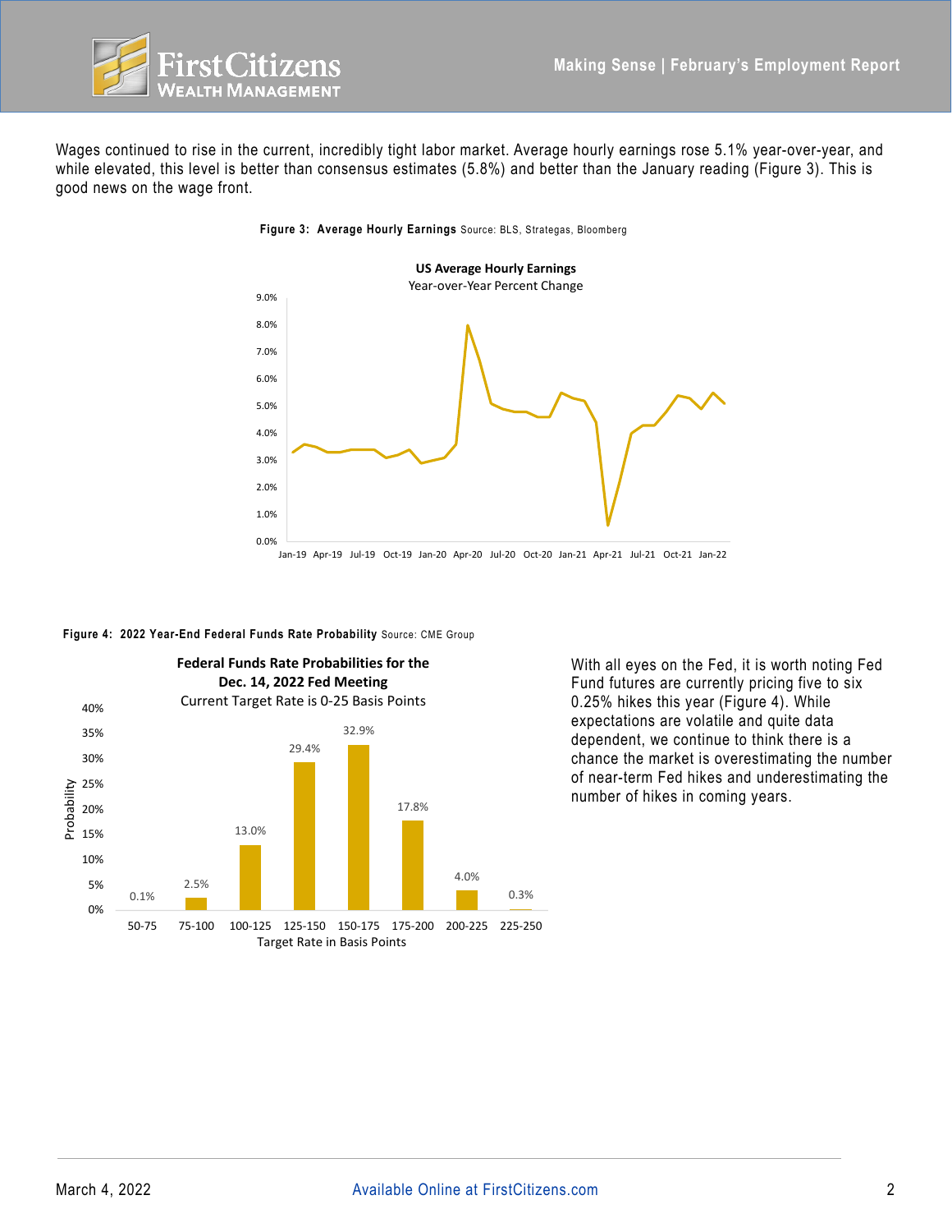Wages continued to rise in the current, incredibly tight labor market. Average hourly earnings rose 5.1% year-over-year, and while elevated, this level is better than consensus estimates (5.8%) and better than the January reading (Figure 3). This is good news on the wage front.

**Figure 3: Average Hourly Earnings** Source: BLS, Strategas, Bloomberg

**US Average Hourly Earnings**
Year-over-Year Percent Change

**Figure 4: 2022 Year-End Federal Funds Rate Probability** Source: CME Group

**Federal Funds Rate Probabilities for the Dec. 14, 2022 Fed Meeting**
Current Target Rate is 0-25 Basis Points

| Target Rate in Basis Points | Probability |
|---|---|
| 50-75 | 0.1% |
| 75-100 | 2.5% |
| 100-125 | 13.0% |
| 125-150 | 29.4% |
| 150-175 | 32.9% |
| 175-200 | 17.8% |
| 200-225 | 4.0% |
| 225-250 | 0.3% |

With all eyes on the Fed, it is worth noting Fed Fund futures are currently pricing five to six 0.25% hikes this year (Figure 4). While expectations are volatile and quite data dependent, we continue to think there is a chance the market is overestimating the number of near-term Fed hikes and underestimating the number of hikes in coming years.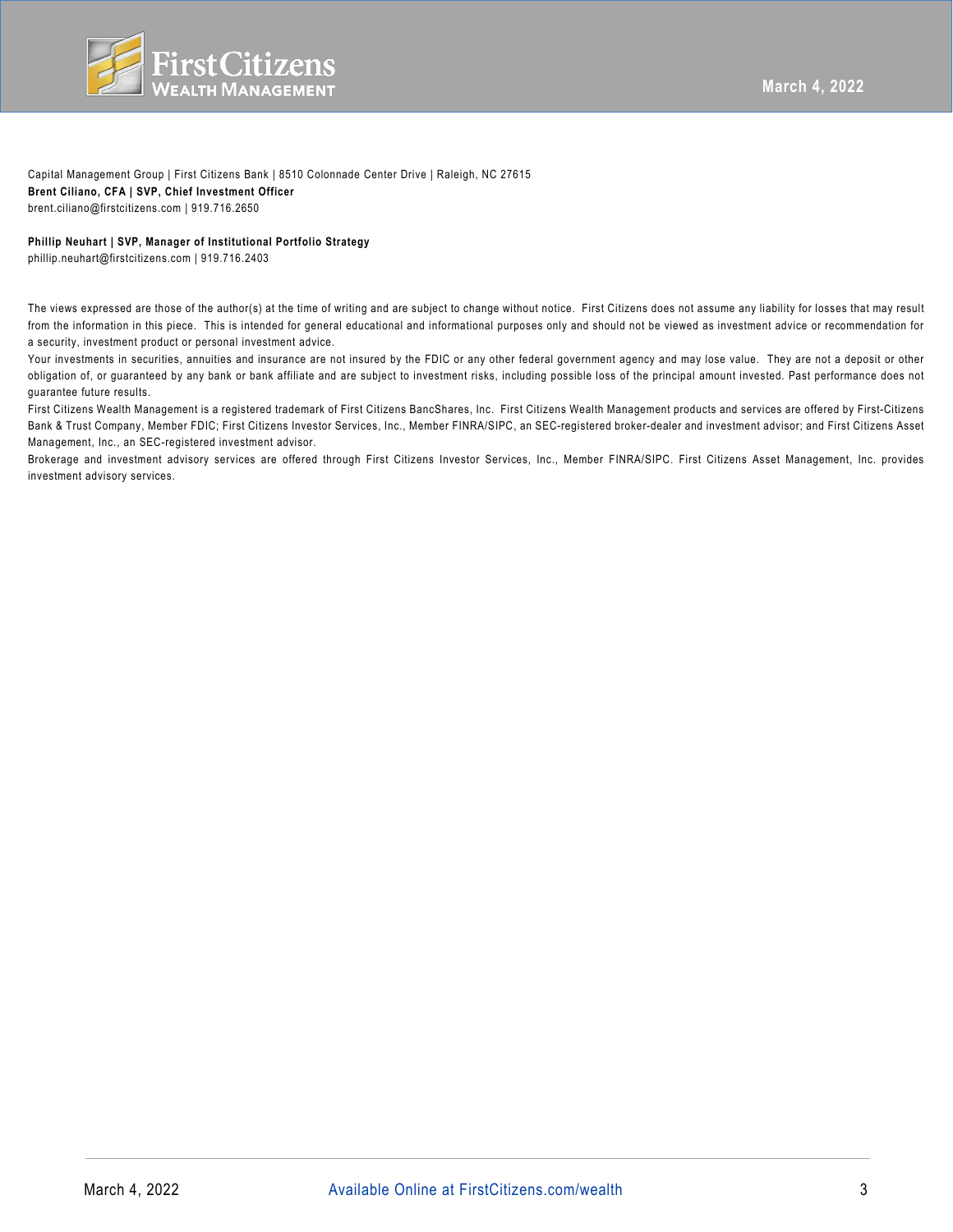Capital Management Group | First Citizens Bank | 8510 Colonnade Center Drive | Raleigh, NC 27615
**Brent Ciliano, CFA | SVP, Chief Investment Officer**
brent.ciliano@firstcitizens.com | 919.716.2650

**Phillip Neuhart | SVP, Manager of Institutional Portfolio Strategy**
phillip.neuhart@firstcitizens.com | 919.716.2403

The views expressed are those of the author(s) at the time of writing and are subject to change without notice. First Citizens does not assume any liability for losses that may result from the information in this piece. This is intended for general educational and informational purposes only and should not be viewed as investment advice or recommendation for a security, investment product or personal investment advice.

Your investments in securities, annuities and insurance are not insured by the FDIC or any other federal government agency and may lose value. They are not a deposit or other obligation of, or guaranteed by any bank or bank affiliate and are subject to investment risks, including possible loss of the principal amount invested. Past performance does not guarantee future results.

First Citizens Wealth Management is a registered trademark of First Citizens BancShares, Inc. First Citizens Wealth Management products and services are offered by First-Citizens Bank & Trust Company, Member FDIC; First Citizens Investor Services, Inc., Member FINRA/SIPC, an SEC-registered broker-dealer and investment advisor; and First Citizens Asset Management, Inc., an SEC-registered investment advisor.

Brokerage and investment advisory services are offered through First Citizens Investor Services, Inc., Member FINRA/SIPC. First Citizens Asset Management, Inc. provides investment advisory services.